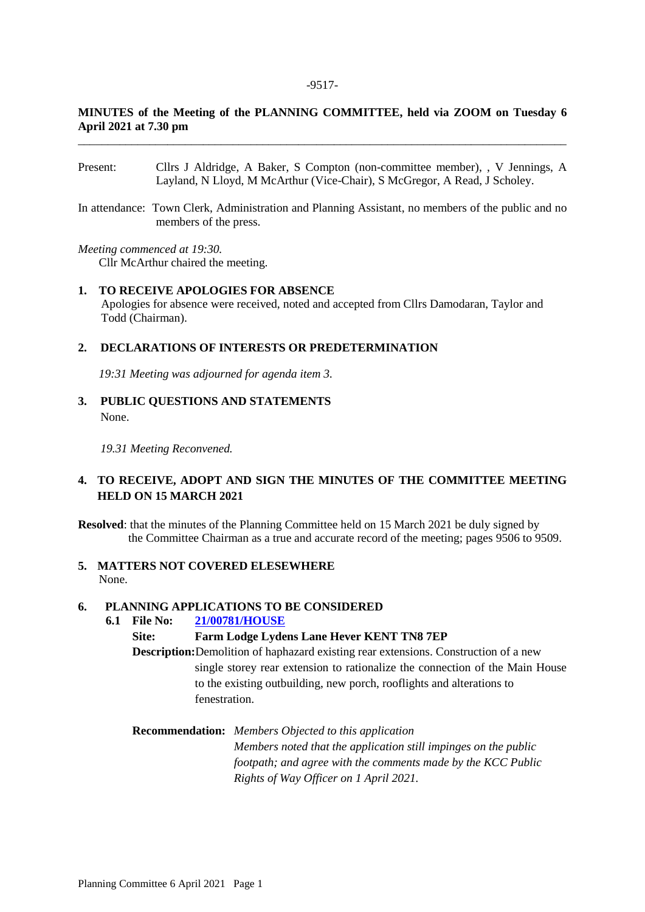**MINUTES of the Meeting of the PLANNING COMMITTEE, held via ZOOM on Tuesday 6 April 2021 at 7.30 pm**

---

Present: Cllrs J Aldridge, A Baker, S Compton (non-committee member), , V Jennings, A Layland, N Lloyd, M McArthur (Vice-Chair), S McGregor, A Read, J Scholey.

In attendance: Town Clerk, Administration and Planning Assistant, no members of the public and no members of the press.

*Meeting commenced at 19:30.*
Cllr McArthur chaired the meeting.

**1. TO RECEIVE APOLOGIES FOR ABSENCE**
Apologies for absence were received, noted and accepted from Cllrs Damodaran, Taylor and Todd (Chairman).

**2. DECLARATIONS OF INTERESTS OR PREDETERMINATION**

*19:31 Meeting was adjourned for agenda item 3.*

**3. PUBLIC QUESTIONS AND STATEMENTS**
None.

*19.31 Meeting Reconvened.*

**4. TO RECEIVE, ADOPT AND SIGN THE MINUTES OF THE COMMITTEE MEETING HELD ON 15 MARCH 2021**

**Resolved**: that the minutes of the Planning Committee held on 15 March 2021 be duly signed by the Committee Chairman as a true and accurate record of the meeting; pages 9506 to 9509.

**5. MATTERS NOT COVERED ELESEWHERE**
None.

**6. PLANNING APPLICATIONS TO BE CONSIDERED**

**6.1 File No:** **21/00781/HOUSE**

**Site:** **Farm Lodge Lydens Lane Hever KENT TN8 7EP**

**Description:** Demolition of haphazard existing rear extensions. Construction of a new single storey rear extension to rationalize the connection of the Main House to the existing outbuilding, new porch, rooflights and alterations to fenestration.

**Recommendation:** *Members Objected to this application*
*Members noted that the application still impinges on the public footpath; and agree with the comments made by the KCC Public Rights of Way Officer on 1 April 2021.*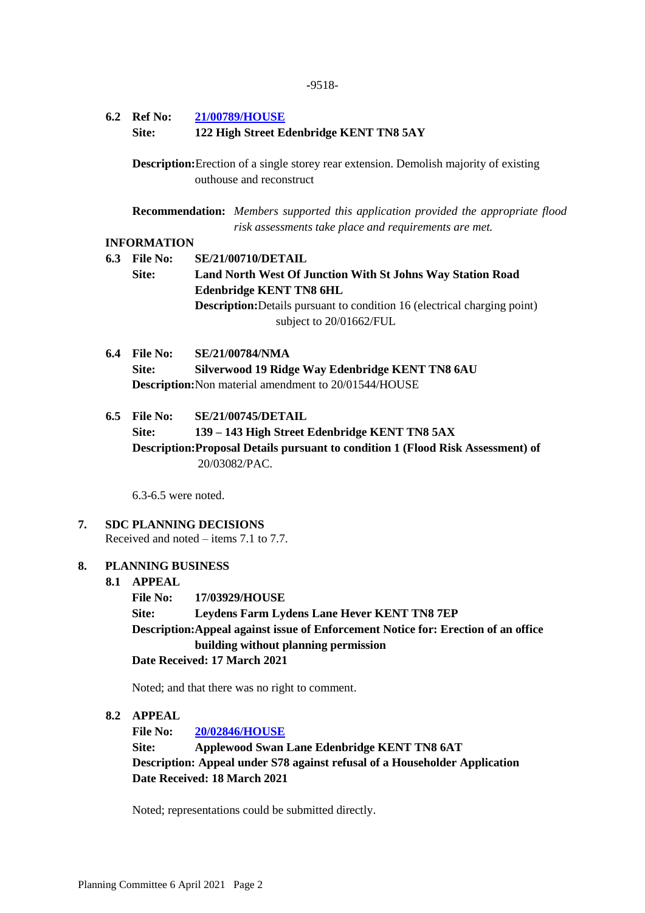**6.2 Ref No: [21/00789/HOUSE]**
**Site: 122 High Street Edenbridge KENT TN8 5AY**

**Description:** Erection of a single storey rear extension. Demolish majority of existing outhouse and reconstruct

**Recommendation:** *Members supported this application provided the appropriate flood risk assessments take place and requirements are met.*

**INFORMATION**

**6.3 File No: SE/21/00710/DETAIL**
**Site: Land North West Of Junction With St Johns Way Station Road Edenbridge KENT TN8 6HL**
**Description:** Details pursuant to condition 16 (electrical charging point) subject to 20/01662/FUL

**6.4 File No: SE/21/00784/NMA**
**Site: Silverwood 19 Ridge Way Edenbridge KENT TN8 6AU**
**Description:** Non material amendment to 20/01544/HOUSE

**6.5 File No: SE/21/00745/DETAIL**
**Site: 139 – 143 High Street Edenbridge KENT TN8 5AX**
**Description: Proposal Details pursuant to condition 1 (Flood Risk Assessment) of** 20/03082/PAC.

6.3-6.5 were noted.

**7. SDC PLANNING DECISIONS**
Received and noted – items 7.1 to 7.7.

**8. PLANNING BUSINESS**

**8.1 APPEAL**
**File No: 17/03929/HOUSE**
**Site: Leydens Farm Lydens Lane Hever KENT TN8 7EP**
**Description: Appeal against issue of Enforcement Notice for: Erection of an office building without planning permission**
**Date Received: 17 March 2021**

Noted; and that there was no right to comment.

**8.2 APPEAL**
**File No: [20/02846/HOUSE]**
**Site: Applewood Swan Lane Edenbridge KENT TN8 6AT**
**Description: Appeal under S78 against refusal of a Householder Application**
**Date Received: 18 March 2021**

Noted; representations could be submitted directly.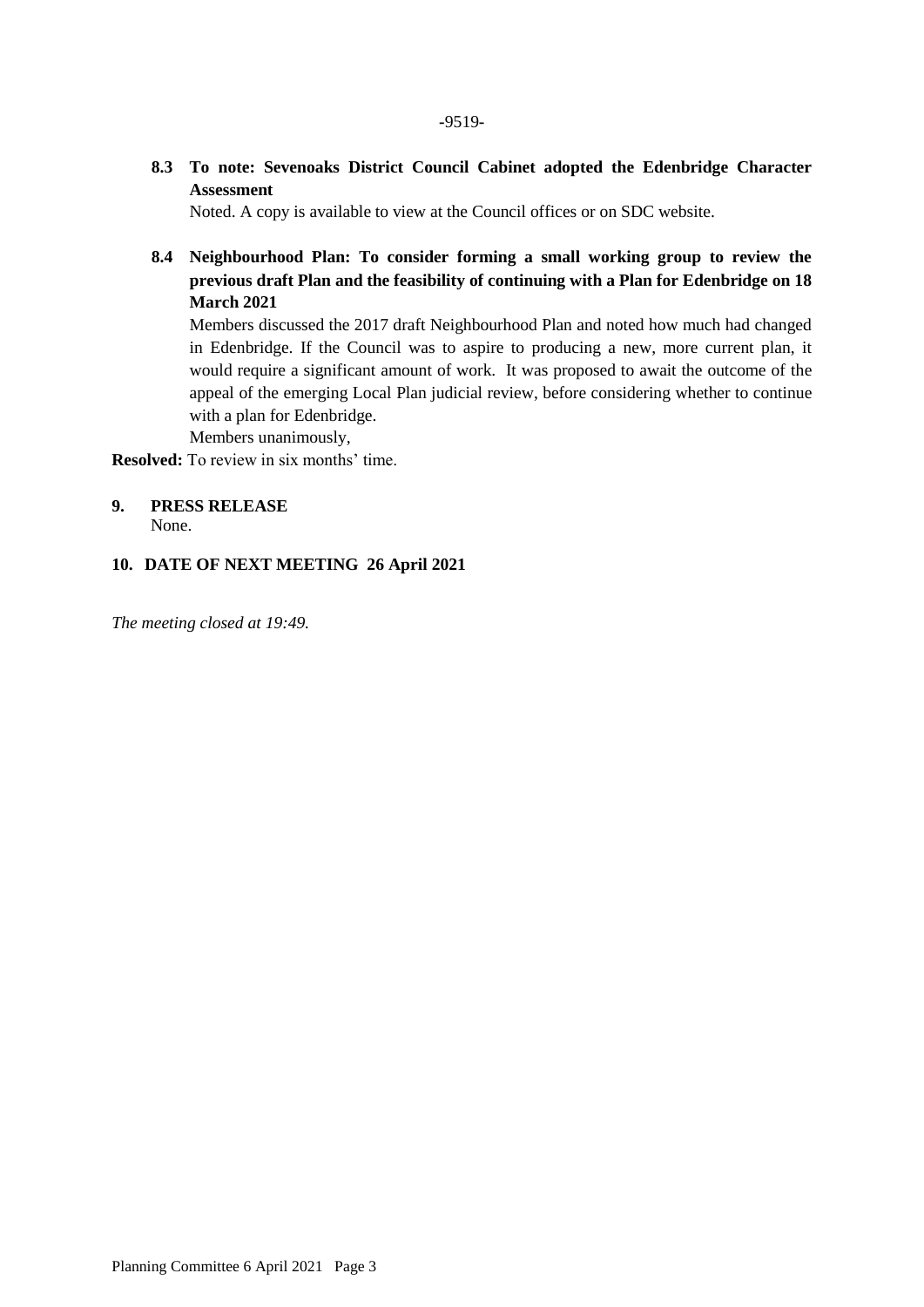**8.3 To note: Sevenoaks District Council Cabinet adopted the Edenbridge Character Assessment**

Noted. A copy is available to view at the Council offices or on SDC website.

**8.4 Neighbourhood Plan: To consider forming a small working group to review the previous draft Plan and the feasibility of continuing with a Plan for Edenbridge on 18 March 2021**

Members discussed the 2017 draft Neighbourhood Plan and noted how much had changed in Edenbridge. If the Council was to aspire to producing a new, more current plan, it would require a significant amount of work. It was proposed to await the outcome of the appeal of the emerging Local Plan judicial review, before considering whether to continue with a plan for Edenbridge.

Members unanimously,

**Resolved:** To review in six months' time.

## 9. PRESS RELEASE

None.

## 10. DATE OF NEXT MEETING 26 April 2021

*The meeting closed at 19:49.*